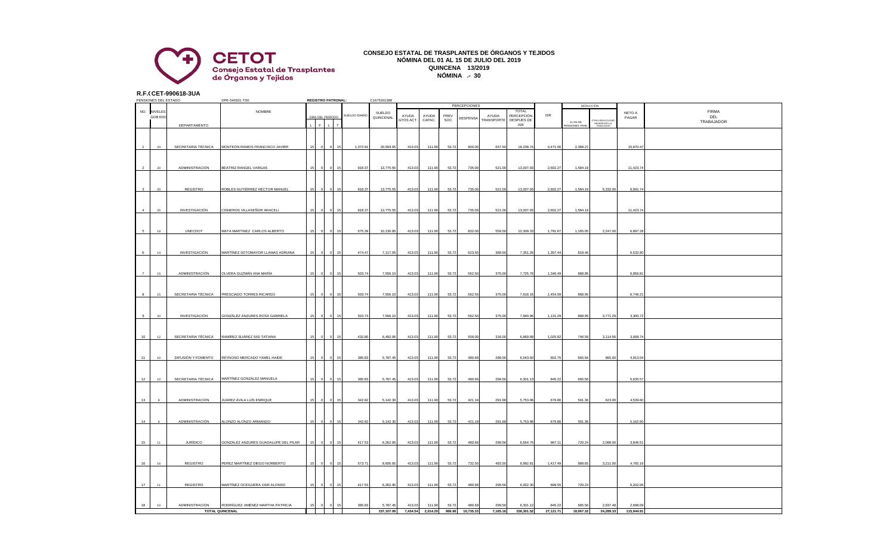CETOT
Consejo Estatal de Trasplantes de Órganos y Tejidos

# CONSEJO ESTATAL DE TRASPLANTES DE ÓRGANOS Y TEJIDOS
## NÓMINA DEL 01 AL 15 DE JULIO DEL 2019
## QUINCENA 13/2019
## NÓMINA .- 30

**R.F.C CET-990618-3UA**

PENSIONES DEL ESTADO: DPE-540101-TS0 | REGISTRO PATRONAL: C1675161388

| NO. | NIVELES GOB EDO | DEPARTAMENTO | NOMBRE | DÍAS DEL PERIODO L | F | L | T | SUELDO DIARIO | SUELDO QUINCENAL | PERCEPCIONES AYUDA GTOS ACT. | AYUDA CAPAC. | PREV SOC | DESPENSA | AYUDA TRANSPORTE | TOTAL PERCEPCIÓN DESPUES DE ISR | ISR | DEDUCCIÓN 11.5% DE PENSIONES TRAB. | OTRAS DEDUCCIONES INHERENTES AL TRABAJADOR | NETO A PAGAR | FIRMA DEL TRABAJADOR |
|---|---|---|---|---|---|---|---|---|---|---|---|---|---|---|---|---|---|---|---|---|
| 1 | 24 | SECRETARIA TÉCNICA | MONTEÓN RAMOS FRANCISCO JAVIER | 15 | 0 | 0 | 15 | 1,372.91 | 20,593.65 | 413.03 | 111.90 | 53.72 | 900.00 | 637.50 | 18,238.74 | 4,471.06 | 2,368.27 | | 15,870.47 | |
| 2 | 20 | ADMINISTRACIÓN | BEATRIZ RANGEL VARGAS | 15 | 0 | 0 | 15 | 918.37 | 13,775.55 | 413.03 | 111.90 | 53.72 | 735.00 | 521.00 | 13,007.93 | 2,602.27 | 1,584.19 | | 11,423.74 | |
| 3 | 20 | REGISTRO | ROBLES GUTIÉRREZ HÉCTOR MANUEL | 15 | 0 | 0 | 15 | 918.37 | 13,775.55 | 413.03 | 111.90 | 53.72 | 735.00 | 521.00 | 13,007.93 | 2,602.27 | 1,584.19 | 5,332.00 | 6,091.74 | |
| 4 | 20 | INVESTIGACIÓN | CISNEROS VILLASEÑOR ARACELI | 15 | 0 | 0 | 15 | 918.37 | 13,775.55 | 413.03 | 111.90 | 53.72 | 735.00 | 521.00 | 13,007.93 | 2,602.27 | 1,584.19 | | 11,423.74 | |
| 5 | 18 | UNECDOT | MATA MARTINEZ CARLOS ALBERTO | 15 | 0 | 0 | 15 | 675.39 | 10,130.85 | 413.03 | 111.90 | 53.72 | 832.00 | 559.50 | 10,309.33 | 1,791.67 | 1,165.05 | 2,247.00 | 6,897.28 | |
| 6 | 14 | INVESTIGACIÓN | MARTÍNEZ SOTOMAYOR LLAMAS ADRIANA | 15 | 0 | 0 | 15 | 474.47 | 7,117.05 | 413.03 | 111.90 | 53.72 | 623.50 | 389.50 | 7,351.26 | 1,357.44 | 818.46 | | 6,532.80 | |
| 7 | 15 | ADMINISTRACIÓN | OLVERA GUZMÁN ANA MARÍA | 15 | 0 | 0 | 15 | 503.74 | 7,556.10 | 413.03 | 111.90 | 53.72 | 562.50 | 375.00 | 7,725.76 | 1,346.49 | 868.95 | | 6,856.81 | |
| 8 | 15 | SECRETARIA TÉCNICA | PRESCIADO TORRES RICARDO | 15 | 0 | 0 | 15 | 503.74 | 7,556.10 | 413.03 | 111.90 | 53.72 | 562.50 | 375.00 | 7,618.16 | 1,454.09 | 868.95 | | 6,749.21 | |
| 9 | 20 | INVESTIGACIÓN | GONZÁLEZ ANZURES ROSA GABRIELA | 15 | 0 | 0 | 15 | 503.74 | 7,556.10 | 413.03 | 111.90 | 53.72 | 562.50 | 375.00 | 7,940.96 | 1,131.29 | 868.95 | 3,771.29 | 3,300.72 | |
| 10 | 12 | SECRETARIA TÉCNICA | RAMÍREZ SUÁREZ SISI TATIANA | 15 | 0 | 0 | 15 | 432.80 | 6,492.06 | 413.03 | 111.90 | 53.72 | 509.00 | 316.00 | 6,869.89 | 1,025.82 | 746.59 | 3,114.56 | 3,008.74 | |
| 11 | 10 | DIFUSIÓN Y FOMENTO | REYNOSO MERCADO YAMEL HAIDE | 15 | 0 | 0 | 15 | 385.83 | 5,787.45 | 413.03 | 111.90 | 53.72 | 480.69 | 299.56 | 6,543.60 | 602.75 | 665.56 | 965.00 | 4,913.04 | |
| 12 | 10 | SECRETARIA TÉCNICA | MARTÍNEZ GONZÁLEZ MANUELA | 15 | 0 | 0 | 15 | 385.83 | 5,787.45 | 413.03 | 111.90 | 53.72 | 480.69 | 299.56 | 6,301.13 | 845.22 | 665.56 | | 5,635.57 | |
| 13 | 9 | ADMINISTRACIÓN | JUÁREZ ÁVILA LUÍS ENRIQUE | 15 | 0 | 0 | 15 | 342.82 | 5,142.30 | 413.03 | 111.90 | 53.72 | 421.19 | 291.68 | 5,753.96 | 679.86 | 591.36 | 623.00 | 4,539.60 | |
| 14 | 9 | ADMINISTRACIÓN | ALONZO ALONZO ARMANDO | 15 | 0 | 0 | 15 | 342.82 | 5,142.30 | 413.03 | 111.90 | 53.72 | 421.19 | 291.68 | 5,753.96 | 679.86 | 591.36 | | 5,162.60 | |
| 15 | 11 | JURÍDICO | GONZÁLEZ ANZURES GUADALUPE DEL PILAR | 15 | 0 | 0 | 15 | 417.53 | 6,262.95 | 413.03 | 111.90 | 53.72 | 480.69 | 299.56 | 6,654.75 | 967.11 | 720.24 | 2,088.00 | 3,846.51 | |
| 16 | 16 | REGISTRO | PEREZ MARTÍNEZ DIEGO NORBERTO | 15 | 0 | 0 | 15 | 573.71 | 8,605.65 | 413.03 | 111.90 | 53.72 | 732.50 | 493.50 | 8,992.81 | 1,417.49 | 989.65 | 3,211.00 | 4,792.16 | |
| 17 | 11 | REGISTRO | MARTÍNEZ OCEGUERA YAIR ALONSO | 15 | 0 | 0 | 15 | 417.53 | 6,262.95 | 413.03 | 111.90 | 53.72 | 480.69 | 299.56 | 6,922.30 | 699.55 | 720.24 | | 6,202.06 | |
| 18 | 10 | ADMINISTRACIÓN | RODRÍGUEZ JIMENEZ MARTHA PATRICIA | 15 | 0 | 0 | 15 | 385.83 | 5,787.45 | 413.03 | 111.90 | 53.72 | 480.69 | 299.56 | 6,301.12 | 845.22 | 665.56 | 2,937.48 | 2,698.09 | |
| | | TOTAL QUINCENAL | | | | | | | 157,107.06 | 7,434.54 | 2,014.20 | 966.96 | 10,735.33 | 7,165.16 | 158,301.52 | 27,121.71 | 18,067.32 | 24,289.33 | 115,944.91 | |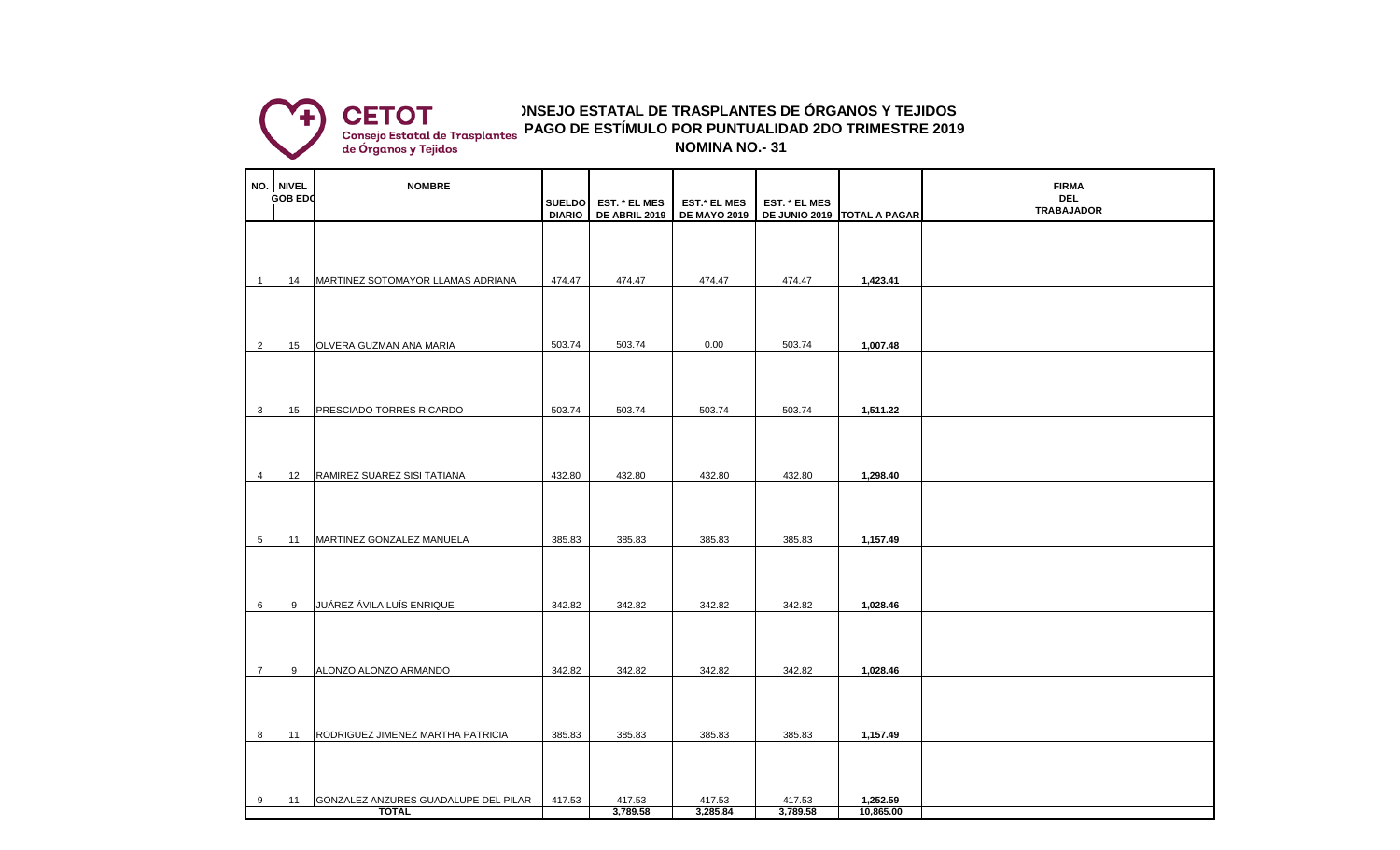**CETOT**
Consejo Estatal de Trasplantes de Órganos y Tejidos

# )NSEJO ESTATAL DE TRASPLANTES DE ÓRGANOS Y TEJIDOS
## PAGO DE ESTÍMULO POR PUNTUALIDAD 2DO TRIMESTRE 2019
## NOMINA NO.- 31

| NO. | NIVEL GOB EDO | NOMBRE | SUELDO DIARIO | EST. * EL MES DE ABRIL 2019 | EST.* EL MES DE MAYO 2019 | EST. * EL MES DE JUNIO 2019 | TOTAL A PAGAR | FIRMA DEL TRABAJADOR |
|---|---|---|---|---|---|---|---|---|
| 1 | 14 | MARTINEZ SOTOMAYOR LLAMAS ADRIANA | 474.47 | 474.47 | 474.47 | 474.47 | **1,423.41** | |
| 2 | 15 | OLVERA GUZMAN ANA MARIA | 503.74 | 503.74 | 0.00 | 503.74 | **1,007.48** | |
| 3 | 15 | PRESCIADO TORRES RICARDO | 503.74 | 503.74 | 503.74 | 503.74 | **1,511.22** | |
| 4 | 12 | RAMIREZ SUAREZ SISI TATIANA | 432.80 | 432.80 | 432.80 | 432.80 | **1,298.40** | |
| 5 | 11 | MARTINEZ GONZALEZ MANUELA | 385.83 | 385.83 | 385.83 | 385.83 | **1,157.49** | |
| 6 | 9 | JUÁREZ ÁVILA LUÍS ENRIQUE | 342.82 | 342.82 | 342.82 | 342.82 | **1,028.46** | |
| 7 | 9 | ALONZO ALONZO ARMANDO | 342.82 | 342.82 | 342.82 | 342.82 | **1,028.46** | |
| 8 | 11 | RODRIGUEZ JIMENEZ MARTHA PATRICIA | 385.83 | 385.83 | 385.83 | 385.83 | **1,157.49** | |
| 9 | 11 | GONZALEZ ANZURES GUADALUPE DEL PILAR | 417.53 | 417.53 | 417.53 | 417.53 | **1,252.59** | |
| | | **TOTAL** | | **3,789.58** | **3,285.84** | **3,789.58** | **10,865.00** | |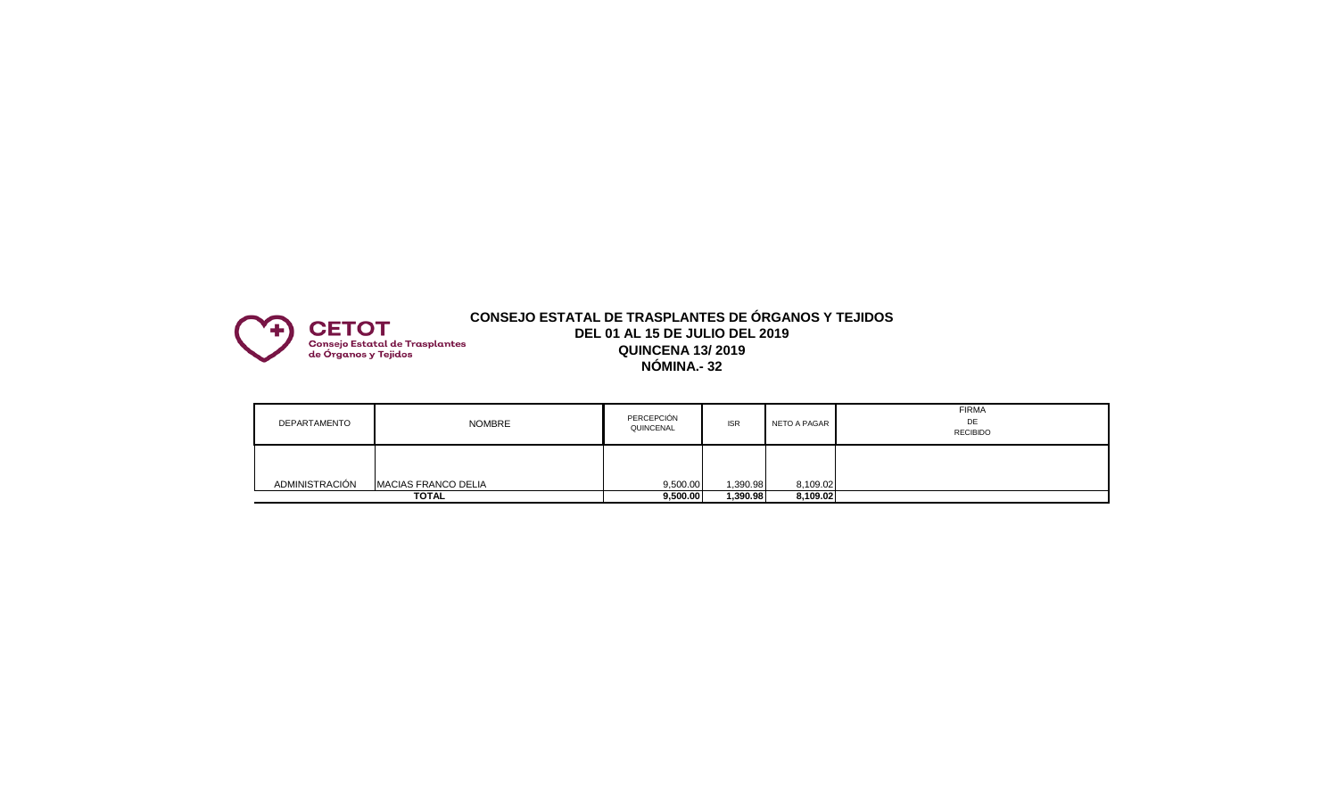**CETOT**
Consejo Estatal de Trasplantes de Órganos y Tejidos

**CONSEJO ESTATAL DE TRASPLANTES DE ÓRGANOS Y TEJIDOS**
**DEL 01 AL 15 DE JULIO DEL 2019**
**QUINCENA 13/ 2019**
**NÓMINA.- 32**

| DEPARTAMENTO | NOMBRE | PERCEPCIÓN QUINCENAL | ISR | NETO A PAGAR | FIRMA DE RECIBIDO |
|---|---|---|---|---|---|
| ADMINISTRACIÓN | MACIAS FRANCO DELIA | 9,500.00 | 1,390.98 | 8,109.02 | |
| **TOTAL** | | **9,500.00** | **1,390.98** | **8,109.02** | |